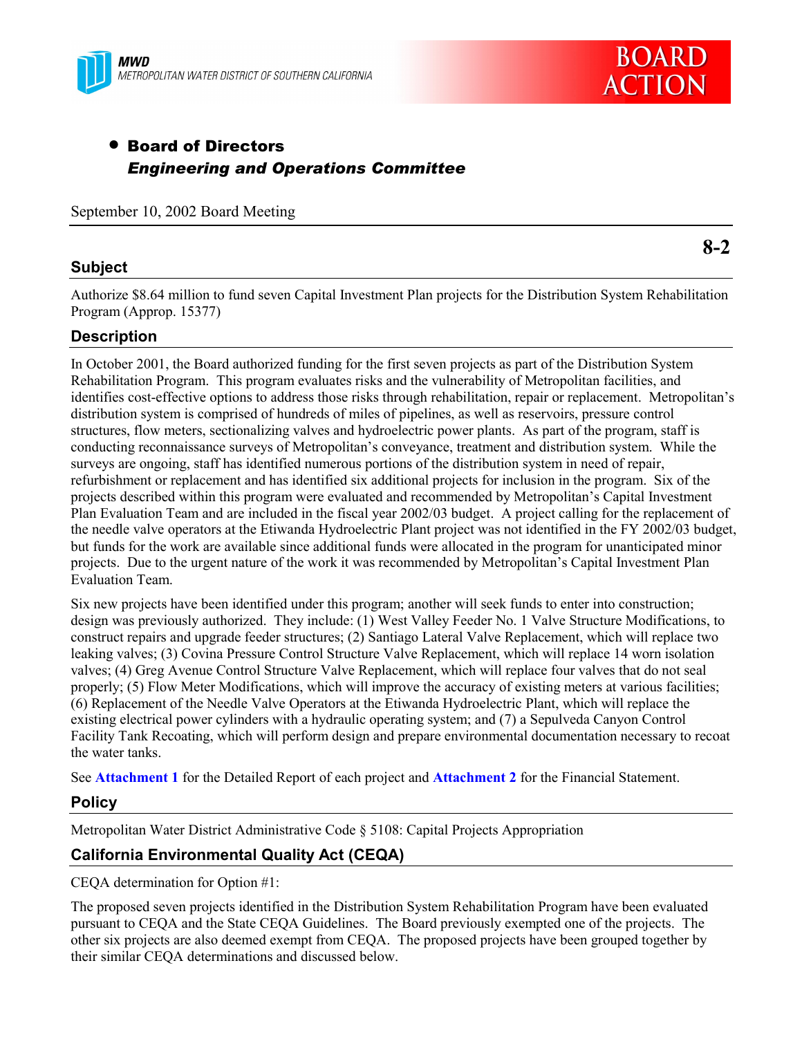MWD
METROPOLITAN WATER DISTRICT OF SOUTHERN CALIFORNIA

BOARD ACTION

- **Board of Directors**
  ***Engineering and Operations Committee***

September 10, 2002 Board Meeting

**8-2**

## Subject

Authorize $8.64 million to fund seven Capital Investment Plan projects for the Distribution System Rehabilitation Program (Approp. 15377)

## Description

In October 2001, the Board authorized funding for the first seven projects as part of the Distribution System Rehabilitation Program. This program evaluates risks and the vulnerability of Metropolitan facilities, and identifies cost-effective options to address those risks through rehabilitation, repair or replacement. Metropolitan's distribution system is comprised of hundreds of miles of pipelines, as well as reservoirs, pressure control structures, flow meters, sectionalizing valves and hydroelectric power plants. As part of the program, staff is conducting reconnaissance surveys of Metropolitan's conveyance, treatment and distribution system. While the surveys are ongoing, staff has identified numerous portions of the distribution system in need of repair, refurbishment or replacement and has identified six additional projects for inclusion in the program. Six of the projects described within this program were evaluated and recommended by Metropolitan's Capital Investment Plan Evaluation Team and are included in the fiscal year 2002/03 budget. A project calling for the replacement of the needle valve operators at the Etiwanda Hydroelectric Plant project was not identified in the FY 2002/03 budget, but funds for the work are available since additional funds were allocated in the program for unanticipated minor projects. Due to the urgent nature of the work it was recommended by Metropolitan's Capital Investment Plan Evaluation Team.

Six new projects have been identified under this program; another will seek funds to enter into construction; design was previously authorized. They include: (1) West Valley Feeder No. 1 Valve Structure Modifications, to construct repairs and upgrade feeder structures; (2) Santiago Lateral Valve Replacement, which will replace two leaking valves; (3) Covina Pressure Control Structure Valve Replacement, which will replace 14 worn isolation valves; (4) Greg Avenue Control Structure Valve Replacement, which will replace four valves that do not seal properly; (5) Flow Meter Modifications, which will improve the accuracy of existing meters at various facilities; (6) Replacement of the Needle Valve Operators at the Etiwanda Hydroelectric Plant, which will replace the existing electrical power cylinders with a hydraulic operating system; and (7) a Sepulveda Canyon Control Facility Tank Recoating, which will perform design and prepare environmental documentation necessary to recoat the water tanks.

See **Attachment 1** for the Detailed Report of each project and **Attachment 2** for the Financial Statement.

## Policy

Metropolitan Water District Administrative Code § 5108: Capital Projects Appropriation

## California Environmental Quality Act (CEQA)

CEQA determination for Option #1:

The proposed seven projects identified in the Distribution System Rehabilitation Program have been evaluated pursuant to CEQA and the State CEQA Guidelines. The Board previously exempted one of the projects. The other six projects are also deemed exempt from CEQA. The proposed projects have been grouped together by their similar CEQA determinations and discussed below.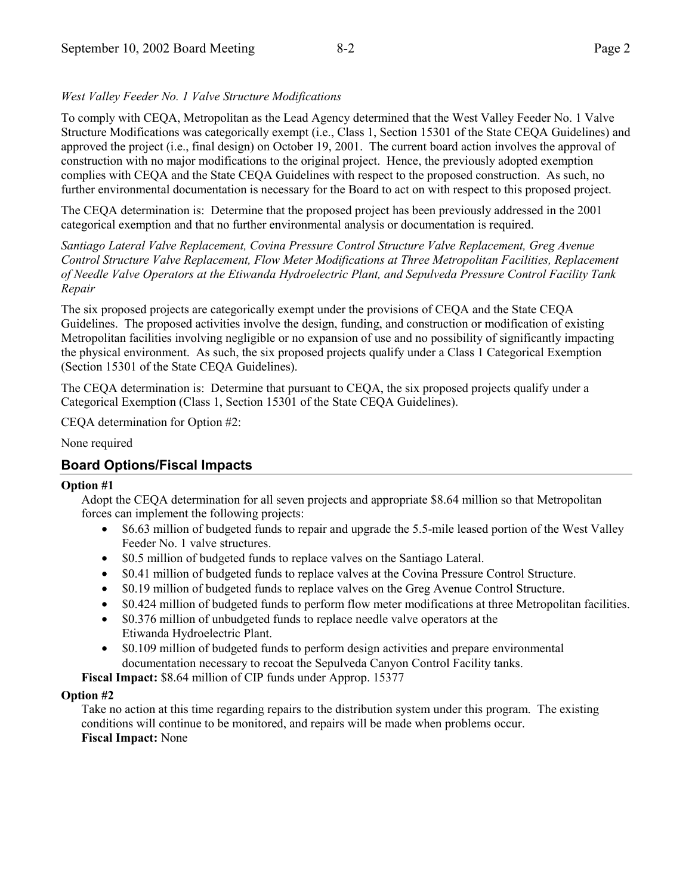*West Valley Feeder No. 1 Valve Structure Modifications*

To comply with CEQA, Metropolitan as the Lead Agency determined that the West Valley Feeder No. 1 Valve Structure Modifications was categorically exempt (i.e., Class 1, Section 15301 of the State CEQA Guidelines) and approved the project (i.e., final design) on October 19, 2001. The current board action involves the approval of construction with no major modifications to the original project. Hence, the previously adopted exemption complies with CEQA and the State CEQA Guidelines with respect to the proposed construction. As such, no further environmental documentation is necessary for the Board to act on with respect to this proposed project.

The CEQA determination is: Determine that the proposed project has been previously addressed in the 2001 categorical exemption and that no further environmental analysis or documentation is required.

*Santiago Lateral Valve Replacement, Covina Pressure Control Structure Valve Replacement, Greg Avenue Control Structure Valve Replacement, Flow Meter Modifications at Three Metropolitan Facilities, Replacement of Needle Valve Operators at the Etiwanda Hydroelectric Plant, and Sepulveda Pressure Control Facility Tank Repair*

The six proposed projects are categorically exempt under the provisions of CEQA and the State CEQA Guidelines. The proposed activities involve the design, funding, and construction or modification of existing Metropolitan facilities involving negligible or no expansion of use and no possibility of significantly impacting the physical environment. As such, the six proposed projects qualify under a Class 1 Categorical Exemption (Section 15301 of the State CEQA Guidelines).

The CEQA determination is: Determine that pursuant to CEQA, the six proposed projects qualify under a Categorical Exemption (Class 1, Section 15301 of the State CEQA Guidelines).

CEQA determination for Option #2:

None required

## Board Options/Fiscal Impacts

**Option #1**

Adopt the CEQA determination for all seven projects and appropriate $8.64 million so that Metropolitan forces can implement the following projects:

- $6.63 million of budgeted funds to repair and upgrade the 5.5-mile leased portion of the West Valley Feeder No. 1 valve structures.
- $0.5 million of budgeted funds to replace valves on the Santiago Lateral.
- $0.41 million of budgeted funds to replace valves at the Covina Pressure Control Structure.
- $0.19 million of budgeted funds to replace valves on the Greg Avenue Control Structure.
- $0.424 million of budgeted funds to perform flow meter modifications at three Metropolitan facilities.
- $0.376 million of unbudgeted funds to replace needle valve operators at the Etiwanda Hydroelectric Plant.
- $0.109 million of budgeted funds to perform design activities and prepare environmental documentation necessary to recoat the Sepulveda Canyon Control Facility tanks.

**Fiscal Impact:** $8.64 million of CIP funds under Approp. 15377

**Option #2**

Take no action at this time regarding repairs to the distribution system under this program. The existing conditions will continue to be monitored, and repairs will be made when problems occur.

**Fiscal Impact:** None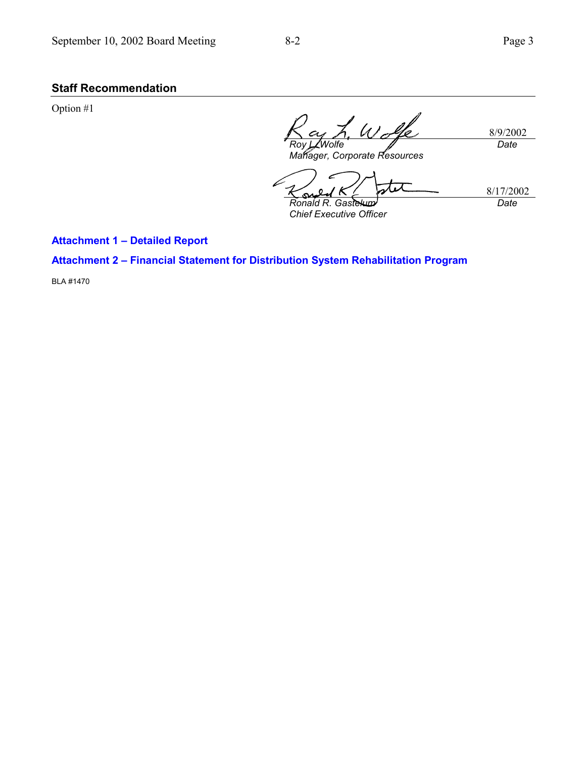## Staff Recommendation

Option #1

| | |
|---|---|
| Roy L. Wolfe<br>Manager, Corporate Resources | 8/9/2002<br>Date |
| Ronald R. Gastelum<br>Chief Executive Officer | 8/17/2002<br>Date |

**Attachment 1 – Detailed Report**

**Attachment 2 – Financial Statement for Distribution System Rehabilitation Program**

BLA #1470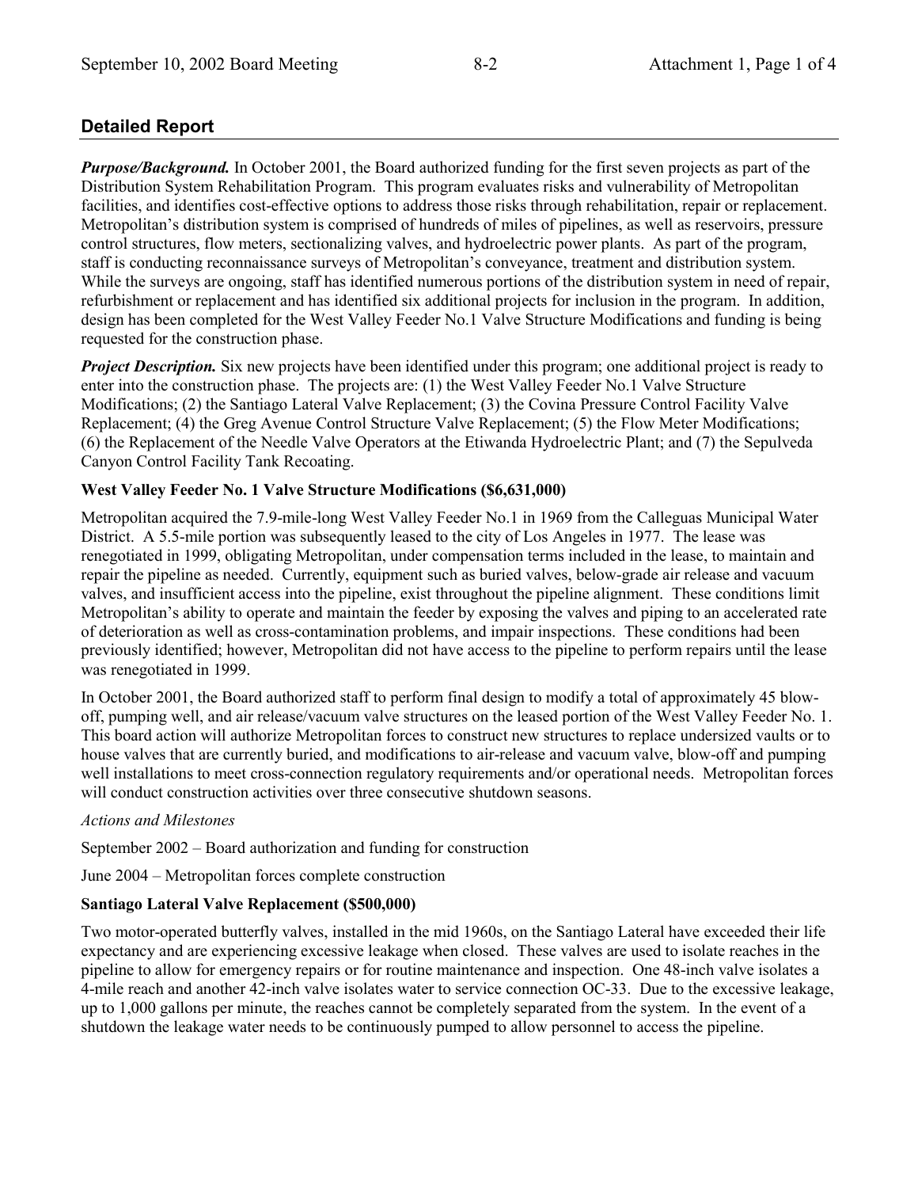## Detailed Report

***Purpose/Background.*** In October 2001, the Board authorized funding for the first seven projects as part of the Distribution System Rehabilitation Program. This program evaluates risks and vulnerability of Metropolitan facilities, and identifies cost-effective options to address those risks through rehabilitation, repair or replacement. Metropolitan's distribution system is comprised of hundreds of miles of pipelines, as well as reservoirs, pressure control structures, flow meters, sectionalizing valves, and hydroelectric power plants. As part of the program, staff is conducting reconnaissance surveys of Metropolitan's conveyance, treatment and distribution system. While the surveys are ongoing, staff has identified numerous portions of the distribution system in need of repair, refurbishment or replacement and has identified six additional projects for inclusion in the program. In addition, design has been completed for the West Valley Feeder No.1 Valve Structure Modifications and funding is being requested for the construction phase.

***Project Description.*** Six new projects have been identified under this program; one additional project is ready to enter into the construction phase. The projects are: (1) the West Valley Feeder No.1 Valve Structure Modifications; (2) the Santiago Lateral Valve Replacement; (3) the Covina Pressure Control Facility Valve Replacement; (4) the Greg Avenue Control Structure Valve Replacement; (5) the Flow Meter Modifications; (6) the Replacement of the Needle Valve Operators at the Etiwanda Hydroelectric Plant; and (7) the Sepulveda Canyon Control Facility Tank Recoating.

**West Valley Feeder No. 1 Valve Structure Modifications ($6,631,000)**

Metropolitan acquired the 7.9-mile-long West Valley Feeder No.1 in 1969 from the Calleguas Municipal Water District. A 5.5-mile portion was subsequently leased to the city of Los Angeles in 1977. The lease was renegotiated in 1999, obligating Metropolitan, under compensation terms included in the lease, to maintain and repair the pipeline as needed. Currently, equipment such as buried valves, below-grade air release and vacuum valves, and insufficient access into the pipeline, exist throughout the pipeline alignment. These conditions limit Metropolitan's ability to operate and maintain the feeder by exposing the valves and piping to an accelerated rate of deterioration as well as cross-contamination problems, and impair inspections. These conditions had been previously identified; however, Metropolitan did not have access to the pipeline to perform repairs until the lease was renegotiated in 1999.

In October 2001, the Board authorized staff to perform final design to modify a total of approximately 45 blow-off, pumping well, and air release/vacuum valve structures on the leased portion of the West Valley Feeder No. 1. This board action will authorize Metropolitan forces to construct new structures to replace undersized vaults or to house valves that are currently buried, and modifications to air-release and vacuum valve, blow-off and pumping well installations to meet cross-connection regulatory requirements and/or operational needs. Metropolitan forces will conduct construction activities over three consecutive shutdown seasons.

*Actions and Milestones*

September 2002 – Board authorization and funding for construction

June 2004 – Metropolitan forces complete construction

**Santiago Lateral Valve Replacement ($500,000)**

Two motor-operated butterfly valves, installed in the mid 1960s, on the Santiago Lateral have exceeded their life expectancy and are experiencing excessive leakage when closed. These valves are used to isolate reaches in the pipeline to allow for emergency repairs or for routine maintenance and inspection. One 48-inch valve isolates a 4-mile reach and another 42-inch valve isolates water to service connection OC-33. Due to the excessive leakage, up to 1,000 gallons per minute, the reaches cannot be completely separated from the system. In the event of a shutdown the leakage water needs to be continuously pumped to allow personnel to access the pipeline.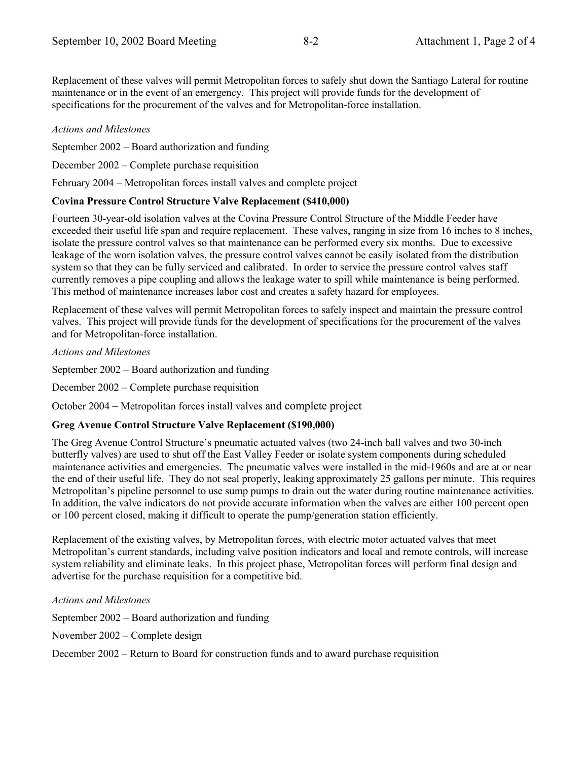Replacement of these valves will permit Metropolitan forces to safely shut down the Santiago Lateral for routine maintenance or in the event of an emergency. This project will provide funds for the development of specifications for the procurement of the valves and for Metropolitan-force installation.

*Actions and Milestones*

September 2002 – Board authorization and funding

December 2002 – Complete purchase requisition

February 2004 – Metropolitan forces install valves and complete project

**Covina Pressure Control Structure Valve Replacement ($410,000)**

Fourteen 30-year-old isolation valves at the Covina Pressure Control Structure of the Middle Feeder have exceeded their useful life span and require replacement. These valves, ranging in size from 16 inches to 8 inches, isolate the pressure control valves so that maintenance can be performed every six months. Due to excessive leakage of the worn isolation valves, the pressure control valves cannot be easily isolated from the distribution system so that they can be fully serviced and calibrated. In order to service the pressure control valves staff currently removes a pipe coupling and allows the leakage water to spill while maintenance is being performed. This method of maintenance increases labor cost and creates a safety hazard for employees.

Replacement of these valves will permit Metropolitan forces to safely inspect and maintain the pressure control valves. This project will provide funds for the development of specifications for the procurement of the valves and for Metropolitan-force installation.

*Actions and Milestones*

September 2002 – Board authorization and funding

December 2002 – Complete purchase requisition

October 2004 – Metropolitan forces install valves and complete project

**Greg Avenue Control Structure Valve Replacement ($190,000)**

The Greg Avenue Control Structure's pneumatic actuated valves (two 24-inch ball valves and two 30-inch butterfly valves) are used to shut off the East Valley Feeder or isolate system components during scheduled maintenance activities and emergencies. The pneumatic valves were installed in the mid-1960s and are at or near the end of their useful life. They do not seal properly, leaking approximately 25 gallons per minute. This requires Metropolitan's pipeline personnel to use sump pumps to drain out the water during routine maintenance activities. In addition, the valve indicators do not provide accurate information when the valves are either 100 percent open or 100 percent closed, making it difficult to operate the pump/generation station efficiently.

Replacement of the existing valves, by Metropolitan forces, with electric motor actuated valves that meet Metropolitan's current standards, including valve position indicators and local and remote controls, will increase system reliability and eliminate leaks. In this project phase, Metropolitan forces will perform final design and advertise for the purchase requisition for a competitive bid.

*Actions and Milestones*

September 2002 – Board authorization and funding

November 2002 – Complete design

December 2002 – Return to Board for construction funds and to award purchase requisition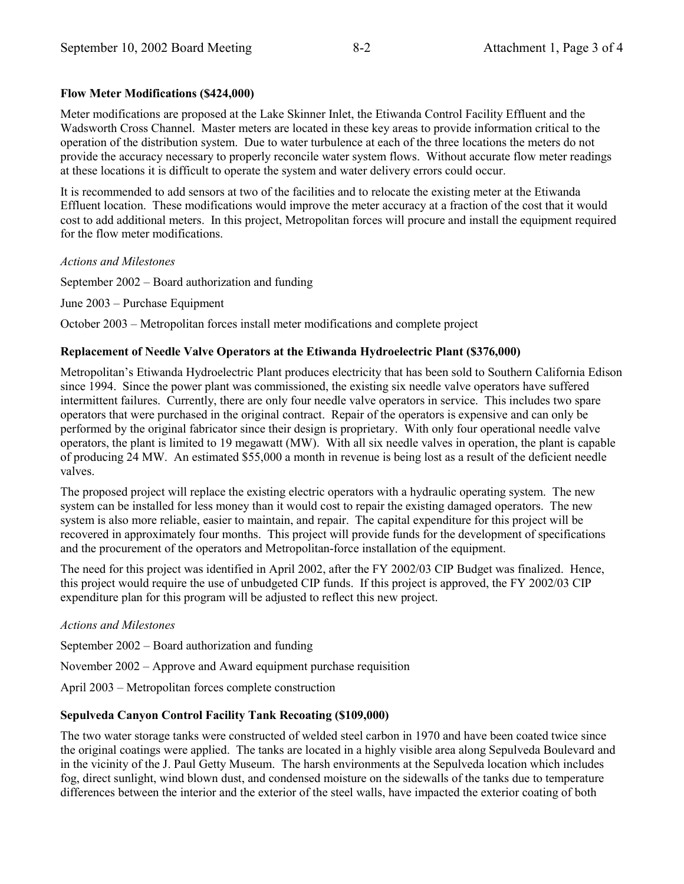**Flow Meter Modifications ($424,000)**

Meter modifications are proposed at the Lake Skinner Inlet, the Etiwanda Control Facility Effluent and the Wadsworth Cross Channel. Master meters are located in these key areas to provide information critical to the operation of the distribution system. Due to water turbulence at each of the three locations the meters do not provide the accuracy necessary to properly reconcile water system flows. Without accurate flow meter readings at these locations it is difficult to operate the system and water delivery errors could occur.

It is recommended to add sensors at two of the facilities and to relocate the existing meter at the Etiwanda Effluent location. These modifications would improve the meter accuracy at a fraction of the cost that it would cost to add additional meters. In this project, Metropolitan forces will procure and install the equipment required for the flow meter modifications.

*Actions and Milestones*

September 2002 – Board authorization and funding

June 2003 – Purchase Equipment

October 2003 – Metropolitan forces install meter modifications and complete project

**Replacement of Needle Valve Operators at the Etiwanda Hydroelectric Plant ($376,000)**

Metropolitan's Etiwanda Hydroelectric Plant produces electricity that has been sold to Southern California Edison since 1994. Since the power plant was commissioned, the existing six needle valve operators have suffered intermittent failures. Currently, there are only four needle valve operators in service. This includes two spare operators that were purchased in the original contract. Repair of the operators is expensive and can only be performed by the original fabricator since their design is proprietary. With only four operational needle valve operators, the plant is limited to 19 megawatt (MW). With all six needle valves in operation, the plant is capable of producing 24 MW. An estimated $55,000 a month in revenue is being lost as a result of the deficient needle valves.

The proposed project will replace the existing electric operators with a hydraulic operating system. The new system can be installed for less money than it would cost to repair the existing damaged operators. The new system is also more reliable, easier to maintain, and repair. The capital expenditure for this project will be recovered in approximately four months. This project will provide funds for the development of specifications and the procurement of the operators and Metropolitan-force installation of the equipment.

The need for this project was identified in April 2002, after the FY 2002/03 CIP Budget was finalized. Hence, this project would require the use of unbudgeted CIP funds. If this project is approved, the FY 2002/03 CIP expenditure plan for this program will be adjusted to reflect this new project.

*Actions and Milestones*

September 2002 – Board authorization and funding

November 2002 – Approve and Award equipment purchase requisition

April 2003 – Metropolitan forces complete construction

**Sepulveda Canyon Control Facility Tank Recoating ($109,000)**

The two water storage tanks were constructed of welded steel carbon in 1970 and have been coated twice since the original coatings were applied. The tanks are located in a highly visible area along Sepulveda Boulevard and in the vicinity of the J. Paul Getty Museum. The harsh environments at the Sepulveda location which includes fog, direct sunlight, wind blown dust, and condensed moisture on the sidewalls of the tanks due to temperature differences between the interior and the exterior of the steel walls, have impacted the exterior coating of both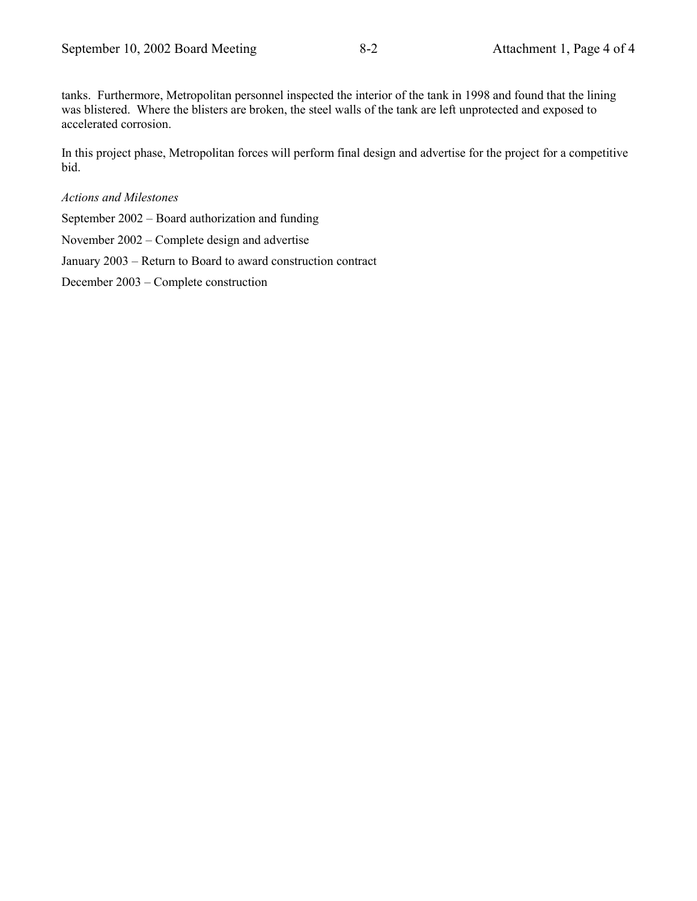tanks. Furthermore, Metropolitan personnel inspected the interior of the tank in 1998 and found that the lining was blistered. Where the blisters are broken, the steel walls of the tank are left unprotected and exposed to accelerated corrosion.

In this project phase, Metropolitan forces will perform final design and advertise for the project for a competitive bid.

*Actions and Milestones*

September 2002 – Board authorization and funding

November 2002 – Complete design and advertise

January 2003 – Return to Board to award construction contract

December 2003 – Complete construction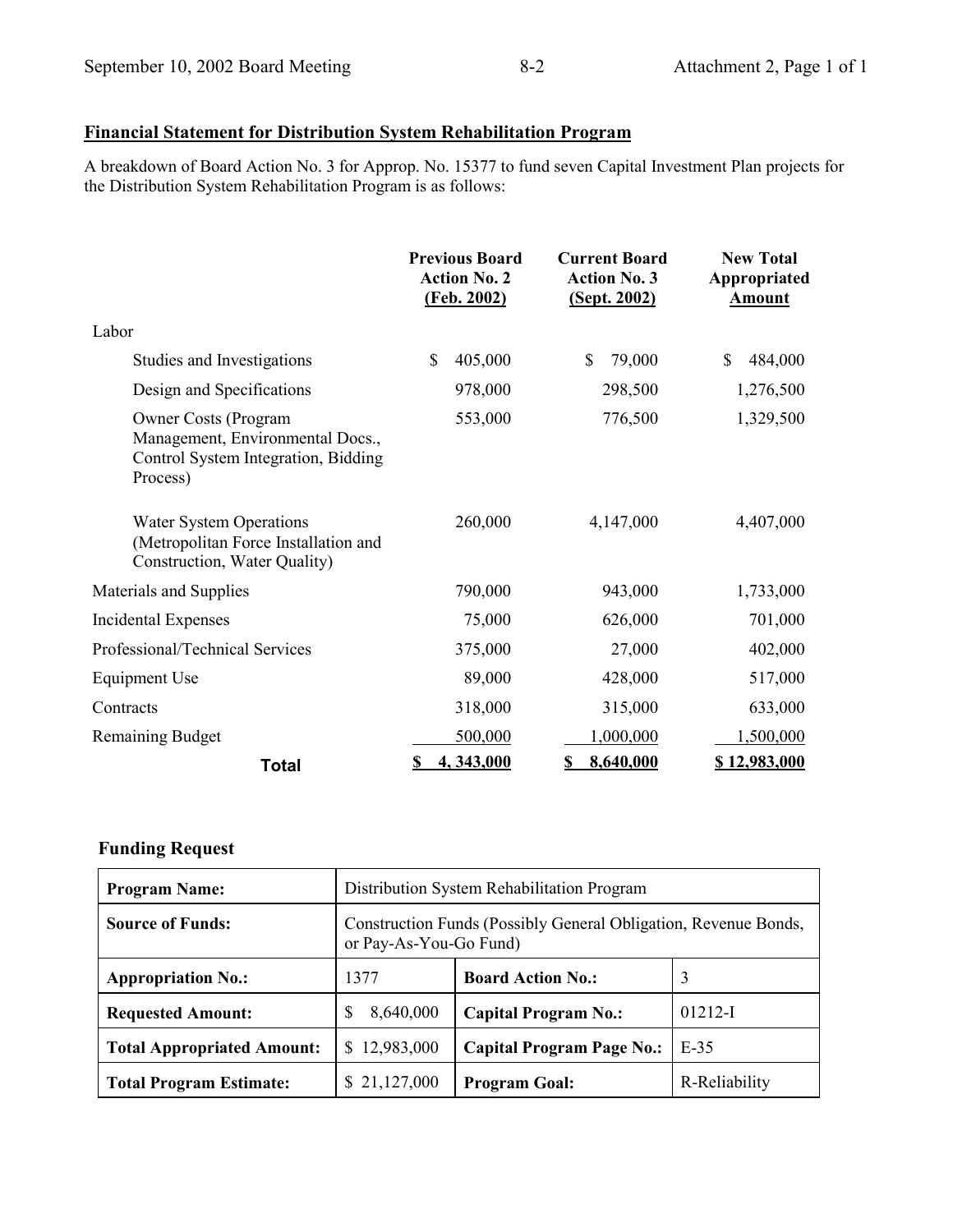## Financial Statement for Distribution System Rehabilitation Program

A breakdown of Board Action No. 3 for Approp. No. 15377 to fund seven Capital Investment Plan projects for the Distribution System Rehabilitation Program is as follows:

| | Previous Board Action No. 2 (Feb. 2002) | Current Board Action No. 3 (Sept. 2002) | New Total Appropriated Amount |
|---|---|---|---|
| Labor | | | |
| Studies and Investigations | $ 405,000 | $ 79,000 | $ 484,000 |
| Design and Specifications | 978,000 | 298,500 | 1,276,500 |
| Owner Costs (Program Management, Environmental Docs., Control System Integration, Bidding Process) | 553,000 | 776,500 | 1,329,500 |
| Water System Operations (Metropolitan Force Installation and Construction, Water Quality) | 260,000 | 4,147,000 | 4,407,000 |
| Materials and Supplies | 790,000 | 943,000 | 1,733,000 |
| Incidental Expenses | 75,000 | 626,000 | 701,000 |
| Professional/Technical Services | 375,000 | 27,000 | 402,000 |
| Equipment Use | 89,000 | 428,000 | 517,000 |
| Contracts | 318,000 | 315,000 | 633,000 |
| Remaining Budget | 500,000 | 1,000,000 | 1,500,000 |
| **Total** | **$ 4, 343,000** | **$ 8,640,000** | **$ 12,983,000** |

### Funding Request

| | | | |
|---|---|---|---|
| **Program Name:** | Distribution System Rehabilitation Program | | |
| **Source of Funds:** | Construction Funds (Possibly General Obligation, Revenue Bonds, or Pay-As-You-Go Fund) | | |
| **Appropriation No.:** | 1377 | **Board Action No.:** | 3 |
| **Requested Amount:** | $ 8,640,000 | **Capital Program No.:** | 01212-I |
| **Total Appropriated Amount:** | $ 12,983,000 | **Capital Program Page No.:** | E-35 |
| **Total Program Estimate:** | $ 21,127,000 | **Program Goal:** | R-Reliability |